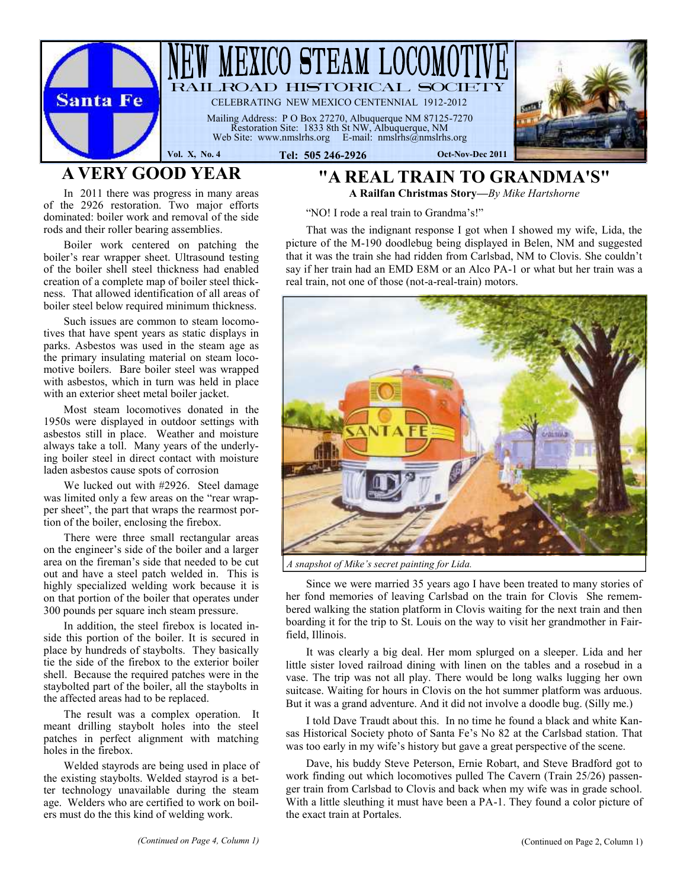# NEW MEXICO STEAM LOCOMOTIVE

## RAILROAD HISTORICAL SOCIETY

CELEBRATING NEW MEXICO CENTENNIAL 1912-2012

Mailing Address: P O Box 27270, Albuquerque NM 87125-7270
Restoration Site: 1833 8th St NW, Albuquerque, NM
Web Site: www.nmslrhs.org E-mail: nmslrhs@nmslrhs.org

Vol. X, No. 4 | Tel: 505 246-2926 | Oct-Nov-Dec 2011

## A VERY GOOD YEAR

In 2011 there was progress in many areas of the 2926 restoration. Two major efforts dominated: boiler work and removal of the side rods and their roller bearing assemblies.

Boiler work centered on patching the boiler's rear wrapper sheet. Ultrasound testing of the boiler shell steel thickness had enabled creation of a complete map of boiler steel thickness. That allowed identification of all areas of boiler steel below required minimum thickness.

Such issues are common to steam locomotives that have spent years as static displays in parks. Asbestos was used in the steam age as the primary insulating material on steam locomotive boilers. Bare boiler steel was wrapped with asbestos, which in turn was held in place with an exterior sheet metal boiler jacket.

Most steam locomotives donated in the 1950s were displayed in outdoor settings with asbestos still in place. Weather and moisture always take a toll. Many years of the underlying boiler steel in direct contact with moisture laden asbestos cause spots of corrosion

We lucked out with #2926. Steel damage was limited only a few areas on the "rear wrapper sheet", the part that wraps the rearmost portion of the boiler, enclosing the firebox.

There were three small rectangular areas on the engineer's side of the boiler and a larger area on the fireman's side that needed to be cut out and have a steel patch welded in. This is highly specialized welding work because it is on that portion of the boiler that operates under 300 pounds per square inch steam pressure.

In addition, the steel firebox is located inside this portion of the boiler. It is secured in place by hundreds of staybolts. They basically tie the side of the firebox to the exterior boiler shell. Because the required patches were in the staybolted part of the boiler, all the staybolts in the affected areas had to be replaced.

The result was a complex operation. It meant drilling staybolt holes into the steel patches in perfect alignment with matching holes in the firebox.

Welded stayrods are being used in place of the existing staybolts. Welded stayrod is a better technology unavailable during the steam age. Welders who are certified to work on boilers must do the this kind of welding work.

*(Continued on Page 4, Column 1)*

## "A REAL TRAIN TO GRANDMA'S"

**A Railfan Christmas Story—***By Mike Hartshorne*

"NO! I rode a real train to Grandma's!"

That was the indignant response I got when I showed my wife, Lida, the picture of the M-190 doodlebug being displayed in Belen, NM and suggested that it was the train she had ridden from Carlsbad, NM to Clovis. She couldn't say if her train had an EMD E8M or an Alco PA-1 or what but her train was a real train, not one of those (not-a-real-train) motors.

*A snapshot of Mike's secret painting for Lida.*

Since we were married 35 years ago I have been treated to many stories of her fond memories of leaving Carlsbad on the train for Clovis She remembered walking the station platform in Clovis waiting for the next train and then boarding it for the trip to St. Louis on the way to visit her grandmother in Fairfield, Illinois.

It was clearly a big deal. Her mom splurged on a sleeper. Lida and her little sister loved railroad dining with linen on the tables and a rosebud in a vase. The trip was not all play. There would be long walks lugging her own suitcase. Waiting for hours in Clovis on the hot summer platform was arduous. But it was a grand adventure. And it did not involve a doodle bug. (Silly me.)

I told Dave Traudt about this. In no time he found a black and white Kansas Historical Society photo of Santa Fe's No 82 at the Carlsbad station. That was too early in my wife's history but gave a great perspective of the scene.

Dave, his buddy Steve Peterson, Ernie Robart, and Steve Bradford got to work finding out which locomotives pulled The Cavern (Train 25/26) passenger train from Carlsbad to Clovis and back when my wife was in grade school. With a little sleuthing it must have been a PA-1. They found a color picture of the exact train at Portales.

(Continued on Page 2, Column 1)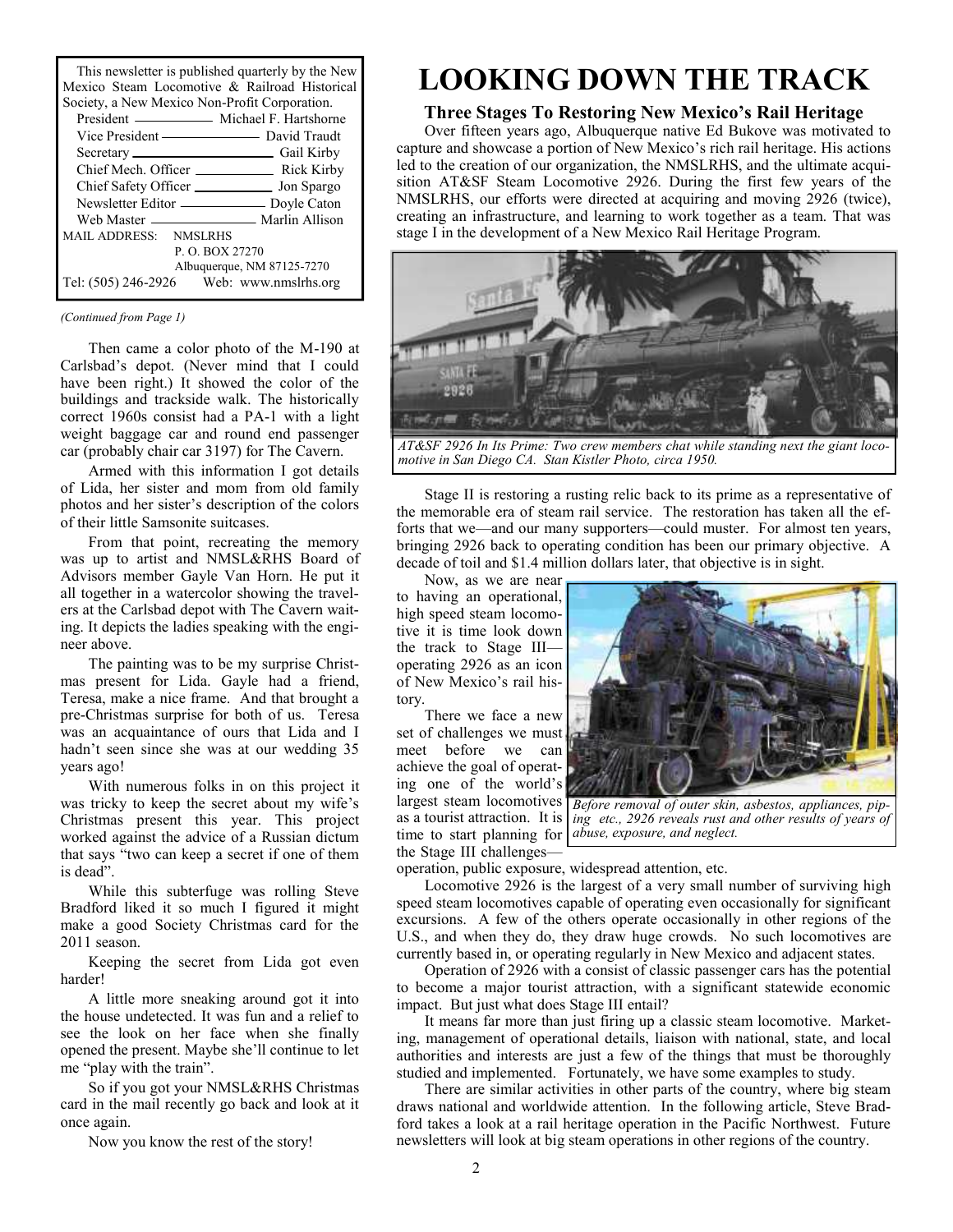This newsletter is published quarterly by the New Mexico Steam Locomotive & Railroad Historical Society, a New Mexico Non-Profit Corporation.

| | |
|---|---|
| President | Michael F. Hartshorne |
| Vice President | David Traudt |
| Secretary | Gail Kirby |
| Chief Mech. Officer | Rick Kirby |
| Chief Safety Officer | Jon Spargo |
| Newsletter Editor | Doyle Caton |
| Web Master | Marlin Allison |

MAIL ADDRESS: NMSLRHS
P. O. BOX 27270
Albuquerque, NM 87125-7270

Tel: (505) 246-2926 Web: www.nmslrhs.org

*(Continued from Page 1)*

Then came a color photo of the M-190 at Carlsbad's depot. (Never mind that I could have been right.) It showed the color of the buildings and trackside walk. The historically correct 1960s consist had a PA-1 with a light weight baggage car and round end passenger car (probably chair car 3197) for The Cavern.

Armed with this information I got details of Lida, her sister and mom from old family photos and her sister's description of the colors of their little Samsonite suitcases.

From that point, recreating the memory was up to artist and NMSL&RHS Board of Advisors member Gayle Van Horn. He put it all together in a watercolor showing the travelers at the Carlsbad depot with The Cavern waiting. It depicts the ladies speaking with the engineer above.

The painting was to be my surprise Christmas present for Lida. Gayle had a friend, Teresa, make a nice frame. And that brought a pre-Christmas surprise for both of us. Teresa was an acquaintance of ours that Lida and I hadn't seen since she was at our wedding 35 years ago!

With numerous folks in on this project it was tricky to keep the secret about my wife's Christmas present this year. This project worked against the advice of a Russian dictum that says "two can keep a secret if one of them is dead".

While this subterfuge was rolling Steve Bradford liked it so much I figured it might make a good Society Christmas card for the 2011 season.

Keeping the secret from Lida got even harder!

A little more sneaking around got it into the house undetected. It was fun and a relief to see the look on her face when she finally opened the present. Maybe she'll continue to let me "play with the train".

So if you got your NMSL&RHS Christmas card in the mail recently go back and look at it once again.

Now you know the rest of the story!

# LOOKING DOWN THE TRACK

### Three Stages To Restoring New Mexico's Rail Heritage

Over fifteen years ago, Albuquerque native Ed Bukove was motivated to capture and showcase a portion of New Mexico's rich rail heritage. His actions led to the creation of our organization, the NMSLRHS, and the ultimate acquisition AT&SF Steam Locomotive 2926. During the first few years of the NMSLRHS, our efforts were directed at acquiring and moving 2926 (twice), creating an infrastructure, and learning to work together as a team. That was stage I in the development of a New Mexico Rail Heritage Program.

*AT&SF 2926 In Its Prime: Two crew members chat while standing next the giant locomotive in San Diego CA. Stan Kistler Photo, circa 1950.*

Stage II is restoring a rusting relic back to its prime as a representative of the memorable era of steam rail service. The restoration has taken all the efforts that we—and our many supporters—could muster. For almost ten years, bringing 2926 back to operating condition has been our primary objective. A decade of toil and $1.4 million dollars later, that objective is in sight.

Now, as we are near to having an operational, high speed steam locomotive it is time look down the track to Stage III—operating 2926 as an icon of New Mexico's rail history.

There we face a new set of challenges we must meet before we can achieve the goal of operating one of the world's largest steam locomotives as a tourist attraction. It is time to start planning for the Stage III challenges—operation, public exposure, widespread attention, etc.

*Before removal of outer skin, asbestos, appliances, piping etc., 2926 reveals rust and other results of years of abuse, exposure, and neglect.*

Locomotive 2926 is the largest of a very small number of surviving high speed steam locomotives capable of operating even occasionally for significant excursions. A few of the others operate occasionally in other regions of the U.S., and when they do, they draw huge crowds. No such locomotives are currently based in, or operating regularly in New Mexico and adjacent states.

Operation of 2926 with a consist of classic passenger cars has the potential to become a major tourist attraction, with a significant statewide economic impact. But just what does Stage III entail?

It means far more than just firing up a classic steam locomotive. Marketing, management of operational details, liaison with national, state, and local authorities and interests are just a few of the things that must be thoroughly studied and implemented. Fortunately, we have some examples to study.

There are similar activities in other parts of the country, where big steam draws national and worldwide attention. In the following article, Steve Bradford takes a look at a rail heritage operation in the Pacific Northwest. Future newsletters will look at big steam operations in other regions of the country.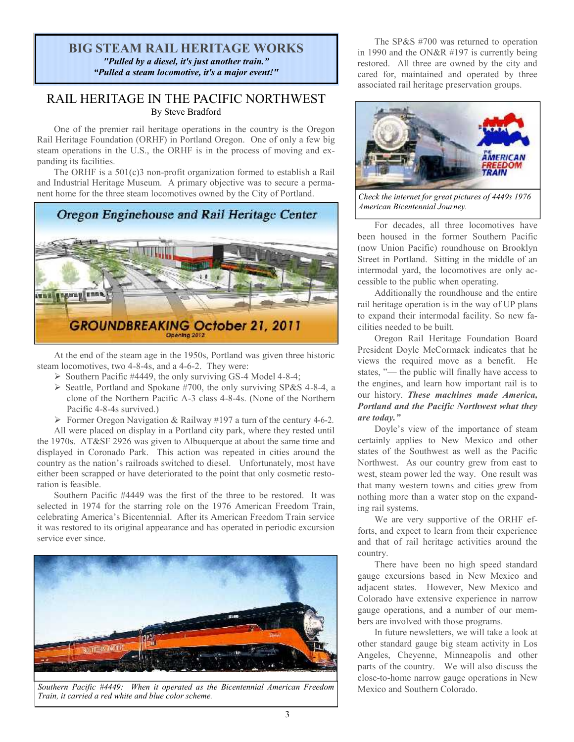## BIG STEAM RAIL HERITAGE WORKS

***"Pulled by a diesel, it's just another train."***
***"Pulled a steam locomotive, it's a major event!"***

# RAIL HERITAGE IN THE PACIFIC NORTHWEST

By Steve Bradford

One of the premier rail heritage operations in the country is the Oregon Rail Heritage Foundation (ORHF) in Portland Oregon. One of only a few big steam operations in the U.S., the ORHF is in the process of moving and expanding its facilities.

The ORHF is a 501(c)3 non-profit organization formed to establish a Rail and Industrial Heritage Museum. A primary objective was to secure a permanent home for the three steam locomotives owned by the City of Portland.

Oregon Enginehouse and Rail Heritage Center

GROUNDBREAKING October 21, 2011

Opening 2012

At the end of the steam age in the 1950s, Portland was given three historic steam locomotives, two 4-8-4s, and a 4-6-2. They were:

- Southern Pacific #4449, the only surviving GS-4 Model 4-8-4;
- Seattle, Portland and Spokane #700, the only surviving SP&S 4-8-4, a clone of the Northern Pacific A-3 class 4-8-4s. (None of the Northern Pacific 4-8-4s survived.)
- Former Oregon Navigation & Railway #197 a turn of the century 4-6-2.

All were placed on display in a Portland city park, where they rested until the 1970s. AT&SF 2926 was given to Albuquerque at about the same time and displayed in Coronado Park. This action was repeated in cities around the country as the nation's railroads switched to diesel. Unfortunately, most have either been scrapped or have deteriorated to the point that only cosmetic restoration is feasible.

Southern Pacific #4449 was the first of the three to be restored. It was selected in 1974 for the starring role on the 1976 American Freedom Train, celebrating America's Bicentennial. After its American Freedom Train service it was restored to its original appearance and has operated in periodic excursion service ever since.

*Southern Pacific #4449: When it operated as the Bicentennial American Freedom Train, it carried a red white and blue color scheme.*

The SP&S #700 was returned to operation in 1990 and the ON&R #197 is currently being restored. All three are owned by the city and cared for, maintained and operated by three associated rail heritage preservation groups.

*Check the internet for great pictures of 4449s 1976 American Bicentennial Journey.*

For decades, all three locomotives have been housed in the former Southern Pacific (now Union Pacific) roundhouse on Brooklyn Street in Portland. Sitting in the middle of an intermodal yard, the locomotives are only accessible to the public when operating.

Additionally the roundhouse and the entire rail heritage operation is in the way of UP plans to expand their intermodal facility. So new facilities needed to be built.

Oregon Rail Heritage Foundation Board President Doyle McCormack indicates that he views the required move as a benefit. He states, "— the public will finally have access to the engines, and learn how important rail is to our history. ***These machines made America, Portland and the Pacific Northwest what they are today."***

Doyle's view of the importance of steam certainly applies to New Mexico and other states of the Southwest as well as the Pacific Northwest. As our country grew from east to west, steam power led the way. One result was that many western towns and cities grew from nothing more than a water stop on the expanding rail systems.

We are very supportive of the ORHF efforts, and expect to learn from their experience and that of rail heritage activities around the country.

There have been no high speed standard gauge excursions based in New Mexico and adjacent states. However, New Mexico and Colorado have extensive experience in narrow gauge operations, and a number of our members are involved with those programs.

In future newsletters, we will take a look at other standard gauge big steam activity in Los Angeles, Cheyenne, Minneapolis and other parts of the country. We will also discuss the close-to-home narrow gauge operations in New Mexico and Southern Colorado.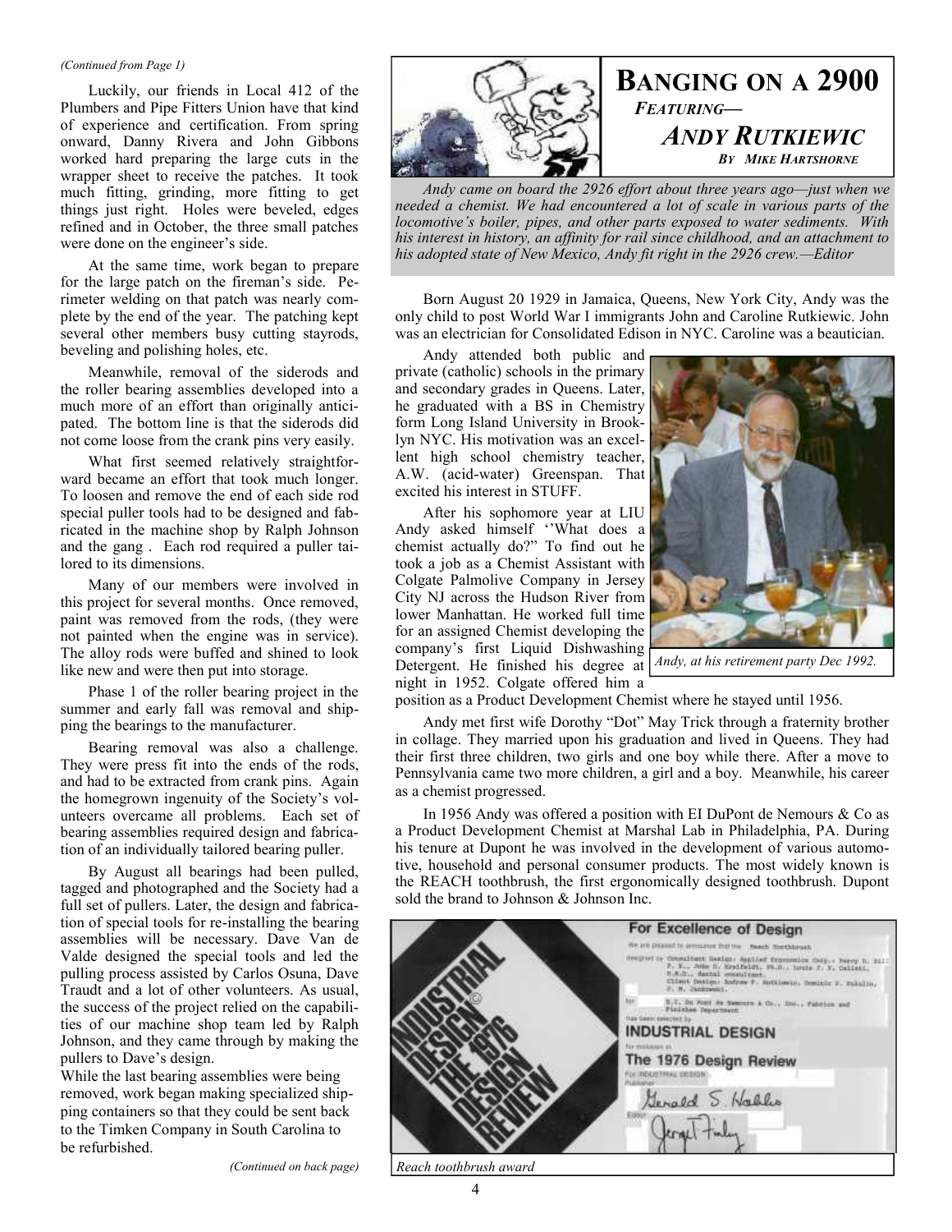*(Continued from Page 1)*

Luckily, our friends in Local 412 of the Plumbers and Pipe Fitters Union have that kind of experience and certification. From spring onward, Danny Rivera and John Gibbons worked hard preparing the large cuts in the wrapper sheet to receive the patches. It took much fitting, grinding, more fitting to get things just right. Holes were beveled, edges refined and in October, the three small patches were done on the engineer's side.

At the same time, work began to prepare for the large patch on the fireman's side. Perimeter welding on that patch was nearly complete by the end of the year. The patching kept several other members busy cutting stayrods, beveling and polishing holes, etc.

Meanwhile, removal of the siderods and the roller bearing assemblies developed into a much more of an effort than originally anticipated. The bottom line is that the siderods did not come loose from the crank pins very easily.

What first seemed relatively straightforward became an effort that took much longer. To loosen and remove the end of each side rod special puller tools had to be designed and fabricated in the machine shop by Ralph Johnson and the gang . Each rod required a puller tailored to its dimensions.

Many of our members were involved in this project for several months. Once removed, paint was removed from the rods, (they were not painted when the engine was in service). The alloy rods were buffed and shined to look like new and were then put into storage.

Phase 1 of the roller bearing project in the summer and early fall was removal and shipping the bearings to the manufacturer.

Bearing removal was also a challenge. They were press fit into the ends of the rods, and had to be extracted from crank pins. Again the homegrown ingenuity of the Society's volunteers overcame all problems. Each set of bearing assemblies required design and fabrication of an individually tailored bearing puller.

By August all bearings had been pulled, tagged and photographed and the Society had a full set of pullers. Later, the design and fabrication of special tools for re-installing the bearing assemblies will be necessary. Dave Van de Valde designed the special tools and led the pulling process assisted by Carlos Osuna, Dave Traudt and a lot of other volunteers. As usual, the success of the project relied on the capabilities of our machine shop team led by Ralph Johnson, and they came through by making the pullers to Dave's design.

While the last bearing assemblies were being removed, work began making specialized shipping containers so that they could be sent back to the Timken Company in South Carolina to be refurbished.

*(Continued on back page)*

# BANGING ON A 2900

*FEATURING—*

## *ANDY RUTKIEWIC*

*BY MIKE HARTSHORNE*

*Andy came on board the 2926 effort about three years ago—just when we needed a chemist. We had encountered a lot of scale in various parts of the locomotive's boiler, pipes, and other parts exposed to water sediments. With his interest in history, an affinity for rail since childhood, and an attachment to his adopted state of New Mexico, Andy fit right in the 2926 crew.—Editor*

Born August 20 1929 in Jamaica, Queens, New York City, Andy was the only child to post World War I immigrants John and Caroline Rutkiewic. John was an electrician for Consolidated Edison in NYC. Caroline was a beautician.

Andy attended both public and private (catholic) schools in the primary and secondary grades in Queens. Later, he graduated with a BS in Chemistry form Long Island University in Brooklyn NYC. His motivation was an excellent high school chemistry teacher, A.W. (acid-water) Greenspan. That excited his interest in STUFF.

After his sophomore year at LIU Andy asked himself ''What does a chemist actually do?" To find out he took a job as a Chemist Assistant with Colgate Palmolive Company in Jersey City NJ across the Hudson River from lower Manhattan. He worked full time for an assigned Chemist developing the company's first Liquid Dishwashing Detergent. He finished his degree at night in 1952. Colgate offered him a position as a Product Development Chemist where he stayed until 1956.

*Andy, at his retirement party Dec 1992.*

Andy met first wife Dorothy "Dot" May Trick through a fraternity brother in collage. They married upon his graduation and lived in Queens. They had their first three children, two girls and one boy while there. After a move to Pennsylvania came two more children, a girl and a boy. Meanwhile, his career as a chemist progressed.

In 1956 Andy was offered a position with EI DuPont de Nemours & Co as a Product Development Chemist at Marshal Lab in Philadelphia, PA. During his tenure at Dupont he was involved in the development of various automotive, household and personal consumer products. The most widely known is the REACH toothbrush, the first ergonomically designed toothbrush. Dupont sold the brand to Johnson & Johnson Inc.

*Reach toothbrush award*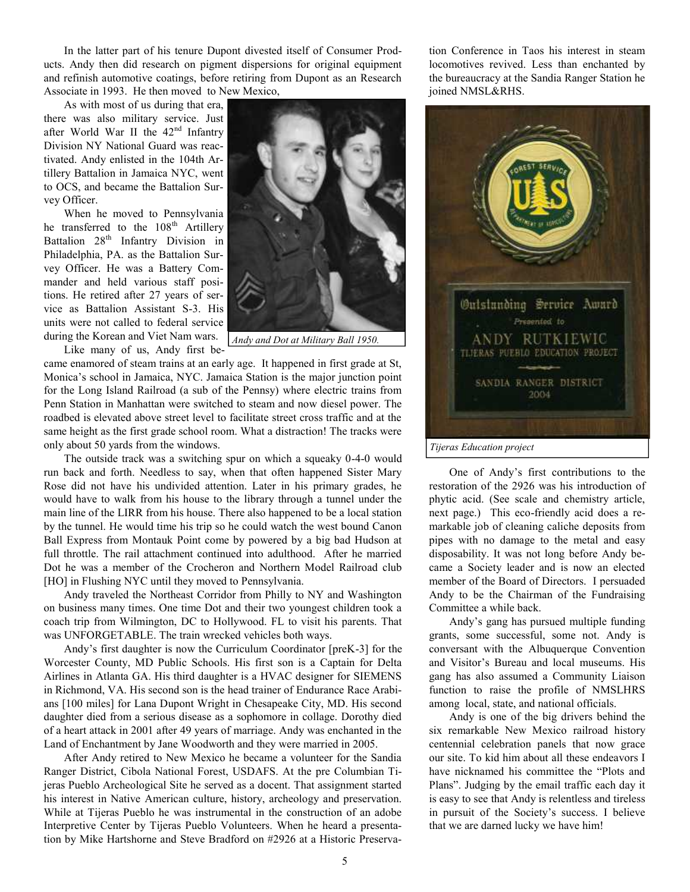In the latter part of his tenure Dupont divested itself of Consumer Products. Andy then did research on pigment dispersions for original equipment and refinish automotive coatings, before retiring from Dupont as an Research Associate in 1993. He then moved to New Mexico,

As with most of us during that era, there was also military service. Just after World War II the 42nd Infantry Division NY National Guard was reactivated. Andy enlisted in the 104th Artillery Battalion in Jamaica NYC, went to OCS, and became the Battalion Survey Officer.

When he moved to Pennsylvania he transferred to the 108th Artillery Battalion 28th Infantry Division in Philadelphia, PA. as the Battalion Survey Officer. He was a Battery Commander and held various staff positions. He retired after 27 years of service as Battalion Assistant S-3. His units were not called to federal service during the Korean and Viet Nam wars.

*Andy and Dot at Military Ball 1950.*

Like many of us, Andy first became enamored of steam trains at an early age. It happened in first grade at St, Monica's school in Jamaica, NYC. Jamaica Station is the major junction point for the Long Island Railroad (a sub of the Pennsy) where electric trains from Penn Station in Manhattan were switched to steam and now diesel power. The roadbed is elevated above street level to facilitate street cross traffic and at the same height as the first grade school room. What a distraction! The tracks were only about 50 yards from the windows.

The outside track was a switching spur on which a squeaky 0-4-0 would run back and forth. Needless to say, when that often happened Sister Mary Rose did not have his undivided attention. Later in his primary grades, he would have to walk from his house to the library through a tunnel under the main line of the LIRR from his house. There also happened to be a local station by the tunnel. He would time his trip so he could watch the west bound Canon Ball Express from Montauk Point come by powered by a big bad Hudson at full throttle. The rail attachment continued into adulthood. After he married Dot he was a member of the Crocheron and Northern Model Railroad club [HO] in Flushing NYC until they moved to Pennsylvania.

Andy traveled the Northeast Corridor from Philly to NY and Washington on business many times. One time Dot and their two youngest children took a coach trip from Wilmington, DC to Hollywood. FL to visit his parents. That was UNFORGETABLE. The train wrecked vehicles both ways.

Andy's first daughter is now the Curriculum Coordinator [preK-3] for the Worcester County, MD Public Schools. His first son is a Captain for Delta Airlines in Atlanta GA. His third daughter is a HVAC designer for SIEMENS in Richmond, VA. His second son is the head trainer of Endurance Race Arabians [100 miles] for Lana Dupont Wright in Chesapeake City, MD. His second daughter died from a serious disease as a sophomore in collage. Dorothy died of a heart attack in 2001 after 49 years of marriage. Andy was enchanted in the Land of Enchantment by Jane Woodworth and they were married in 2005.

After Andy retired to New Mexico he became a volunteer for the Sandia Ranger District, Cibola National Forest, USDAFS. At the pre Columbian Tijeras Pueblo Archeological Site he served as a docent. That assignment started his interest in Native American culture, history, archeology and preservation. While at Tijeras Pueblo he was instrumental in the construction of an adobe Interpretive Center by Tijeras Pueblo Volunteers. When he heard a presentation by Mike Hartshorne and Steve Bradford on #2926 at a Historic Preservation Conference in Taos his interest in steam locomotives revived. Less than enchanted by the bureaucracy at the Sandia Ranger Station he joined NMSL&RHS.

*Tijeras Education project*

One of Andy's first contributions to the restoration of the 2926 was his introduction of phytic acid. (See scale and chemistry article, next page.) This eco-friendly acid does a remarkable job of cleaning caliche deposits from pipes with no damage to the metal and easy disposability. It was not long before Andy became a Society leader and is now an elected member of the Board of Directors. I persuaded Andy to be the Chairman of the Fundraising Committee a while back.

Andy's gang has pursued multiple funding grants, some successful, some not. Andy is conversant with the Albuquerque Convention and Visitor's Bureau and local museums. His gang has also assumed a Community Liaison function to raise the profile of NMSLHRS among local, state, and national officials.

Andy is one of the big drivers behind the six remarkable New Mexico railroad history centennial celebration panels that now grace our site. To kid him about all these endeavors I have nicknamed his committee the "Plots and Plans". Judging by the email traffic each day it is easy to see that Andy is relentless and tireless in pursuit of the Society's success. I believe that we are darned lucky we have him!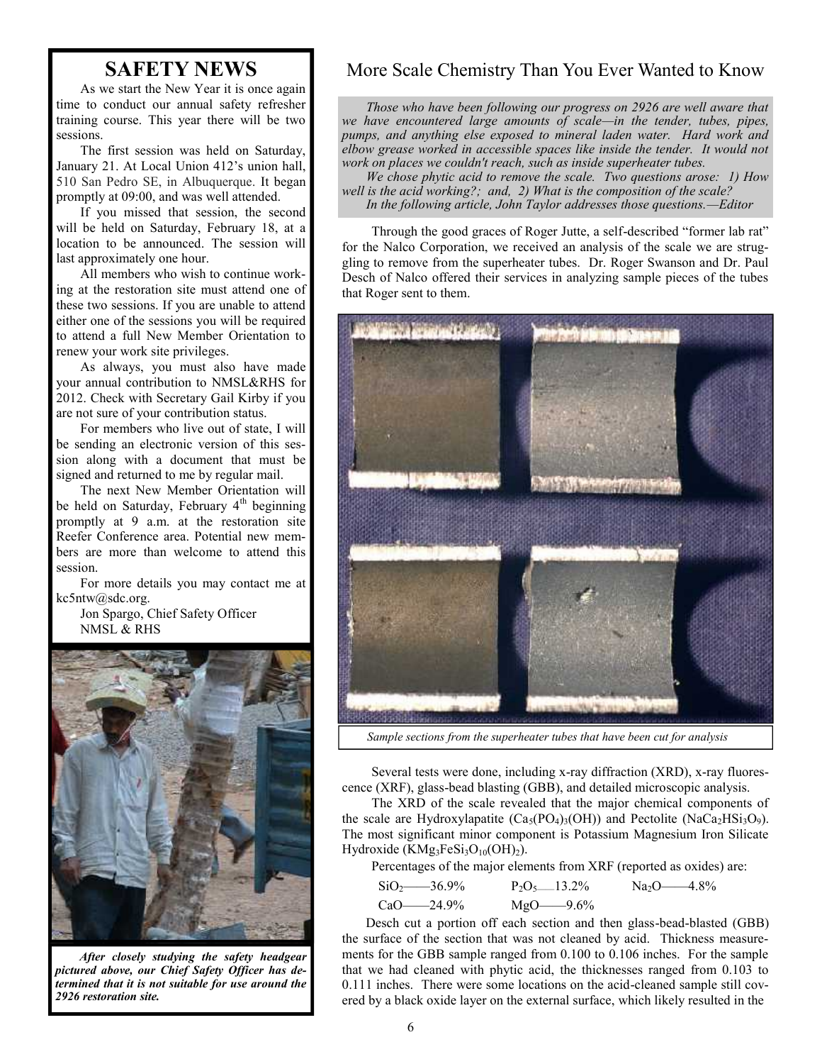# SAFETY NEWS

As we start the New Year it is once again time to conduct our annual safety refresher training course. This year there will be two sessions.

The first session was held on Saturday, January 21. At Local Union 412's union hall, 510 San Pedro SE, in Albuquerque. It began promptly at 09:00, and was well attended.

If you missed that session, the second will be held on Saturday, February 18, at a location to be announced. The session will last approximately one hour.

All members who wish to continue working at the restoration site must attend one of these two sessions. If you are unable to attend either one of the sessions you will be required to attend a full New Member Orientation to renew your work site privileges.

As always, you must also have made your annual contribution to NMSL&RHS for 2012. Check with Secretary Gail Kirby if you are not sure of your contribution status.

For members who live out of state, I will be sending an electronic version of this session along with a document that must be signed and returned to me by regular mail.

The next New Member Orientation will be held on Saturday, February 4th beginning promptly at 9 a.m. at the restoration site Reefer Conference area. Potential new members are more than welcome to attend this session.

For more details you may contact me at kc5ntw@sdc.org.

Jon Spargo, Chief Safety Officer
NMSL & RHS

***After closely studying the safety headgear pictured above, our Chief Safety Officer has determined that it is not suitable for use around the 2926 restoration site.***

## More Scale Chemistry Than You Ever Wanted to Know

*Those who have been following our progress on 2926 are well aware that we have encountered large amounts of scale—in the tender, tubes, pipes, pumps, and anything else exposed to mineral laden water. Hard work and elbow grease worked in accessible spaces like inside the tender. It would not work on places we couldn't reach, such as inside superheater tubes.*

*We chose phytic acid to remove the scale. Two questions arose: 1) How well is the acid working?; and, 2) What is the composition of the scale?*

*In the following article, John Taylor addresses those questions.—Editor*

Through the good graces of Roger Jutte, a self-described "former lab rat" for the Nalco Corporation, we received an analysis of the scale we are struggling to remove from the superheater tubes. Dr. Roger Swanson and Dr. Paul Desch of Nalco offered their services in analyzing sample pieces of the tubes that Roger sent to them.

*Sample sections from the superheater tubes that have been cut for analysis*

Several tests were done, including x-ray diffraction (XRD), x-ray fluorescence (XRF), glass-bead blasting (GBB), and detailed microscopic analysis.

The XRD of the scale revealed that the major chemical components of the scale are Hydroxylapatite ($Ca_5(PO_4)_3(OH)$) and Pectolite ($NaCa_2HSi_3O_9$). The most significant minor component is Potassium Magnesium Iron Silicate Hydroxide ($KMg_3FeSi_3O_{10}(OH)_2$).

Percentages of the major elements from XRF (reported as oxides) are:

| | | |
|---|---|---|
| $SiO_2$—36.9% | $P_2O_5$—13.2% | $Na_2O$—4.8% |
| $CaO$—24.9% | $MgO$—9.6% | |

Desch cut a portion off each section and then glass-bead-blasted (GBB) the surface of the section that was not cleaned by acid. Thickness measurements for the GBB sample ranged from 0.100 to 0.106 inches. For the sample that we had cleaned with phytic acid, the thicknesses ranged from 0.103 to 0.111 inches. There were some locations on the acid-cleaned sample still covered by a black oxide layer on the external surface, which likely resulted in the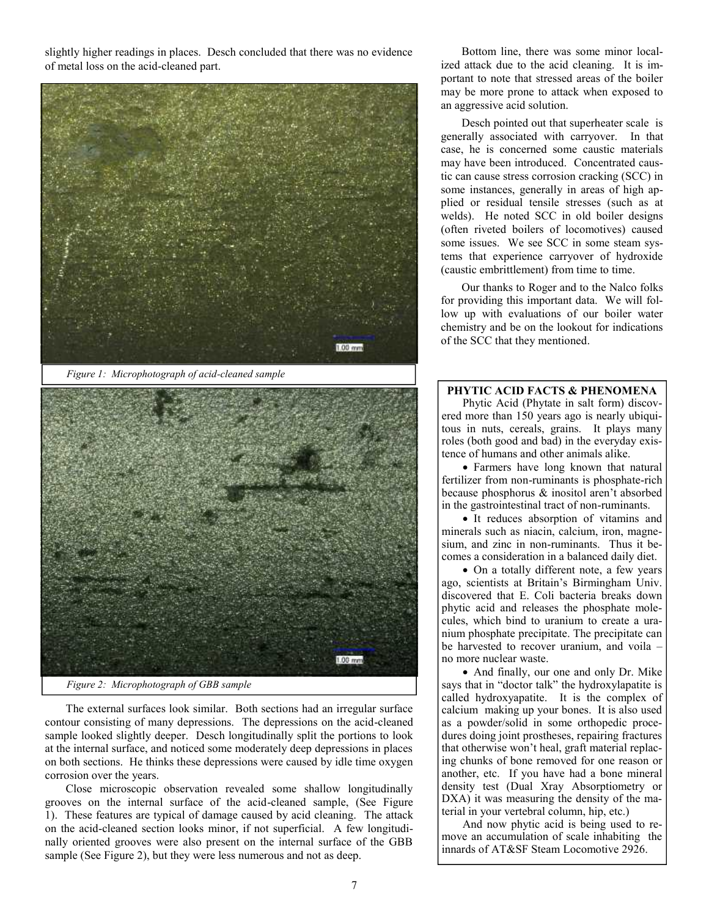slightly higher readings in places. Desch concluded that there was no evidence of metal loss on the acid-cleaned part.

*Figure 1: Microphotograph of acid-cleaned sample*

*Figure 2: Microphotograph of GBB sample*

The external surfaces look similar. Both sections had an irregular surface contour consisting of many depressions. The depressions on the acid-cleaned sample looked slightly deeper. Desch longitudinally split the portions to look at the internal surface, and noticed some moderately deep depressions in places on both sections. He thinks these depressions were caused by idle time oxygen corrosion over the years.

Close microscopic observation revealed some shallow longitudinally grooves on the internal surface of the acid-cleaned sample, (See Figure 1). These features are typical of damage caused by acid cleaning. The attack on the acid-cleaned section looks minor, if not superficial. A few longitudinally oriented grooves were also present on the internal surface of the GBB sample (See Figure 2), but they were less numerous and not as deep.

Bottom line, there was some minor localized attack due to the acid cleaning. It is important to note that stressed areas of the boiler may be more prone to attack when exposed to an aggressive acid solution.

Desch pointed out that superheater scale is generally associated with carryover. In that case, he is concerned some caustic materials may have been introduced. Concentrated caustic can cause stress corrosion cracking (SCC) in some instances, generally in areas of high applied or residual tensile stresses (such as at welds). He noted SCC in old boiler designs (often riveted boilers of locomotives) caused some issues. We see SCC in some steam systems that experience carryover of hydroxide (caustic embrittlement) from time to time.

Our thanks to Roger and to the Nalco folks for providing this important data. We will follow up with evaluations of our boiler water chemistry and be on the lookout for indications of the SCC that they mentioned.

**PHYTIC ACID FACTS & PHENOMENA**

Phytic Acid (Phytate in salt form) discovered more than 150 years ago is nearly ubiquitous in nuts, cereals, grains. It plays many roles (both good and bad) in the everyday existence of humans and other animals alike.

- Farmers have long known that natural fertilizer from non-ruminants is phosphate-rich because phosphorus & inositol aren't absorbed in the gastrointestinal tract of non-ruminants.
- It reduces absorption of vitamins and minerals such as niacin, calcium, iron, magnesium, and zinc in non-ruminants. Thus it becomes a consideration in a balanced daily diet.
- On a totally different note, a few years ago, scientists at Britain's Birmingham Univ. discovered that E. Coli bacteria breaks down phytic acid and releases the phosphate molecules, which bind to uranium to create a uranium phosphate precipitate. The precipitate can be harvested to recover uranium, and voila – no more nuclear waste.
- And finally, our one and only Dr. Mike says that in "doctor talk" the hydroxylapatite is called hydroxyapatite. It is the complex of calcium making up your bones. It is also used as a powder/solid in some orthopedic procedures doing joint prostheses, repairing fractures that otherwise won't heal, graft material replacing chunks of bone removed for one reason or another, etc. If you have had a bone mineral density test (Dual Xray Absorptiometry or DXA) it was measuring the density of the material in your vertebral column, hip, etc.)

And now phytic acid is being used to remove an accumulation of scale inhabiting the innards of AT&SF Steam Locomotive 2926.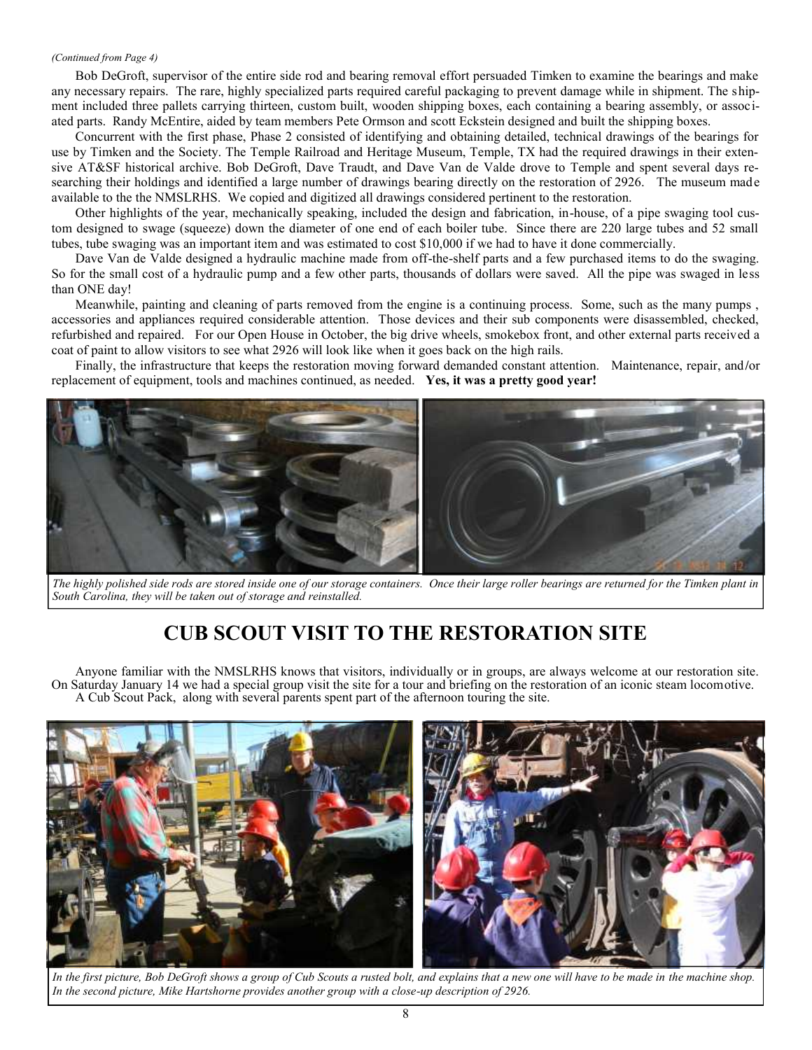*(Continued from Page 4)*

Bob DeGroft, supervisor of the entire side rod and bearing removal effort persuaded Timken to examine the bearings and make any necessary repairs. The rare, highly specialized parts required careful packaging to prevent damage while in shipment. The shipment included three pallets carrying thirteen, custom built, wooden shipping boxes, each containing a bearing assembly, or associated parts. Randy McEntire, aided by team members Pete Ormson and scott Eckstein designed and built the shipping boxes.

Concurrent with the first phase, Phase 2 consisted of identifying and obtaining detailed, technical drawings of the bearings for use by Timken and the Society. The Temple Railroad and Heritage Museum, Temple, TX had the required drawings in their extensive AT&SF historical archive. Bob DeGroft, Dave Traudt, and Dave Van de Valde drove to Temple and spent several days researching their holdings and identified a large number of drawings bearing directly on the restoration of 2926. The museum made available to the the NMSLRHS. We copied and digitized all drawings considered pertinent to the restoration.

Other highlights of the year, mechanically speaking, included the design and fabrication, in-house, of a pipe swaging tool custom designed to swage (squeeze) down the diameter of one end of each boiler tube. Since there are 220 large tubes and 52 small tubes, tube swaging was an important item and was estimated to cost $10,000 if we had to have it done commercially.

Dave Van de Valde designed a hydraulic machine made from off-the-shelf parts and a few purchased items to do the swaging. So for the small cost of a hydraulic pump and a few other parts, thousands of dollars were saved. All the pipe was swaged in less than ONE day!

Meanwhile, painting and cleaning of parts removed from the engine is a continuing process. Some, such as the many pumps , accessories and appliances required considerable attention. Those devices and their sub components were disassembled, checked, refurbished and repaired. For our Open House in October, the big drive wheels, smokebox front, and other external parts received a coat of paint to allow visitors to see what 2926 will look like when it goes back on the high rails.

Finally, the infrastructure that keeps the restoration moving forward demanded constant attention. Maintenance, repair, and/or replacement of equipment, tools and machines continued, as needed. **Yes, it was a pretty good year!**

*The highly polished side rods are stored inside one of our storage containers. Once their large roller bearings are returned for the Timken plant in South Carolina, they will be taken out of storage and reinstalled.*

## CUB SCOUT VISIT TO THE RESTORATION SITE

Anyone familiar with the NMSLRHS knows that visitors, individually or in groups, are always welcome at our restoration site. On Saturday January 14 we had a special group visit the site for a tour and briefing on the restoration of an iconic steam locomotive.

A Cub Scout Pack, along with several parents spent part of the afternoon touring the site.

*In the first picture, Bob DeGroft shows a group of Cub Scouts a rusted bolt, and explains that a new one will have to be made in the machine shop. In the second picture, Mike Hartshorne provides another group with a close-up description of 2926.*